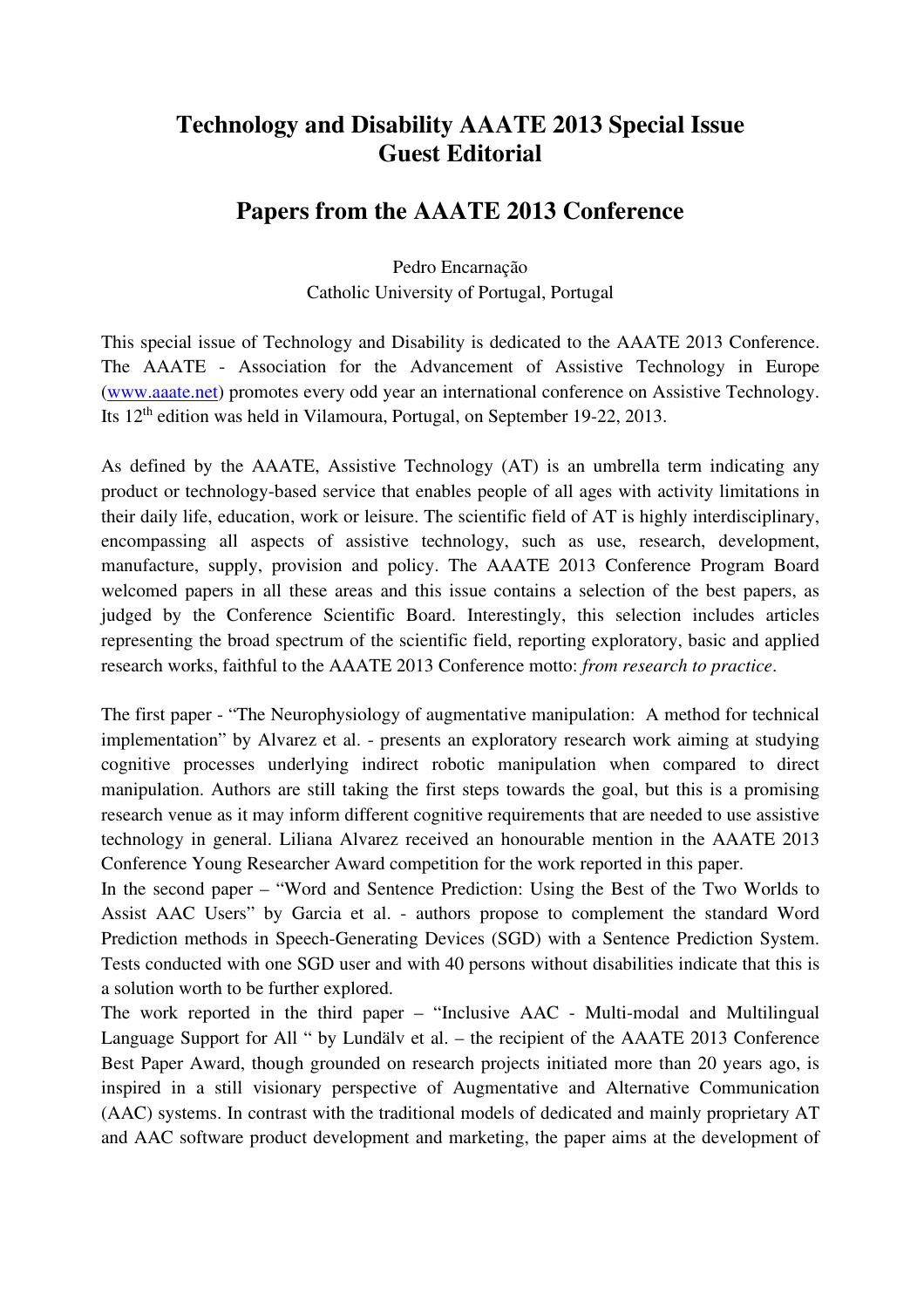# Technology and Disability AAATE 2013 Special Issue
# Guest Editorial

## Papers from the AAATE 2013 Conference

Pedro Encarnação
Catholic University of Portugal, Portugal

This special issue of Technology and Disability is dedicated to the AAATE 2013 Conference. The AAATE - Association for the Advancement of Assistive Technology in Europe (www.aaate.net) promotes every odd year an international conference on Assistive Technology. Its 12th edition was held in Vilamoura, Portugal, on September 19-22, 2013.

As defined by the AAATE, Assistive Technology (AT) is an umbrella term indicating any product or technology-based service that enables people of all ages with activity limitations in their daily life, education, work or leisure. The scientific field of AT is highly interdisciplinary, encompassing all aspects of assistive technology, such as use, research, development, manufacture, supply, provision and policy. The AAATE 2013 Conference Program Board welcomed papers in all these areas and this issue contains a selection of the best papers, as judged by the Conference Scientific Board. Interestingly, this selection includes articles representing the broad spectrum of the scientific field, reporting exploratory, basic and applied research works, faithful to the AAATE 2013 Conference motto: *from research to practice*.

The first paper - "The Neurophysiology of augmentative manipulation: A method for technical implementation" by Alvarez et al. - presents an exploratory research work aiming at studying cognitive processes underlying indirect robotic manipulation when compared to direct manipulation. Authors are still taking the first steps towards the goal, but this is a promising research venue as it may inform different cognitive requirements that are needed to use assistive technology in general. Liliana Alvarez received an honourable mention in the AAATE 2013 Conference Young Researcher Award competition for the work reported in this paper.

In the second paper – "Word and Sentence Prediction: Using the Best of the Two Worlds to Assist AAC Users" by Garcia et al. - authors propose to complement the standard Word Prediction methods in Speech-Generating Devices (SGD) with a Sentence Prediction System. Tests conducted with one SGD user and with 40 persons without disabilities indicate that this is a solution worth to be further explored.

The work reported in the third paper – "Inclusive AAC - Multi-modal and Multilingual Language Support for All " by Lundälv et al. – the recipient of the AAATE 2013 Conference Best Paper Award, though grounded on research projects initiated more than 20 years ago, is inspired in a still visionary perspective of Augmentative and Alternative Communication (AAC) systems. In contrast with the traditional models of dedicated and mainly proprietary AT and AAC software product development and marketing, the paper aims at the development of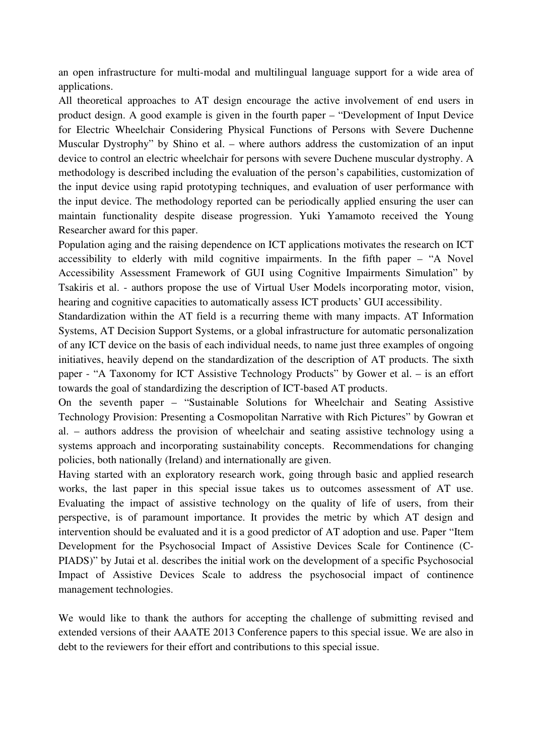an open infrastructure for multi-modal and multilingual language support for a wide area of applications.

All theoretical approaches to AT design encourage the active involvement of end users in product design. A good example is given in the fourth paper – "Development of Input Device for Electric Wheelchair Considering Physical Functions of Persons with Severe Duchenne Muscular Dystrophy" by Shino et al. – where authors address the customization of an input device to control an electric wheelchair for persons with severe Duchene muscular dystrophy. A methodology is described including the evaluation of the person's capabilities, customization of the input device using rapid prototyping techniques, and evaluation of user performance with the input device. The methodology reported can be periodically applied ensuring the user can maintain functionality despite disease progression. Yuki Yamamoto received the Young Researcher award for this paper.

Population aging and the raising dependence on ICT applications motivates the research on ICT accessibility to elderly with mild cognitive impairments. In the fifth paper – "A Novel Accessibility Assessment Framework of GUI using Cognitive Impairments Simulation" by Tsakiris et al. - authors propose the use of Virtual User Models incorporating motor, vision, hearing and cognitive capacities to automatically assess ICT products' GUI accessibility.

Standardization within the AT field is a recurring theme with many impacts. AT Information Systems, AT Decision Support Systems, or a global infrastructure for automatic personalization of any ICT device on the basis of each individual needs, to name just three examples of ongoing initiatives, heavily depend on the standardization of the description of AT products. The sixth paper - "A Taxonomy for ICT Assistive Technology Products" by Gower et al. – is an effort towards the goal of standardizing the description of ICT-based AT products.

On the seventh paper – "Sustainable Solutions for Wheelchair and Seating Assistive Technology Provision: Presenting a Cosmopolitan Narrative with Rich Pictures" by Gowran et al. – authors address the provision of wheelchair and seating assistive technology using a systems approach and incorporating sustainability concepts. Recommendations for changing policies, both nationally (Ireland) and internationally are given.

Having started with an exploratory research work, going through basic and applied research works, the last paper in this special issue takes us to outcomes assessment of AT use. Evaluating the impact of assistive technology on the quality of life of users, from their perspective, is of paramount importance. It provides the metric by which AT design and intervention should be evaluated and it is a good predictor of AT adoption and use. Paper "Item Development for the Psychosocial Impact of Assistive Devices Scale for Continence (C-PIADS)" by Jutai et al. describes the initial work on the development of a specific Psychosocial Impact of Assistive Devices Scale to address the psychosocial impact of continence management technologies.

We would like to thank the authors for accepting the challenge of submitting revised and extended versions of their AAATE 2013 Conference papers to this special issue. We are also in debt to the reviewers for their effort and contributions to this special issue.